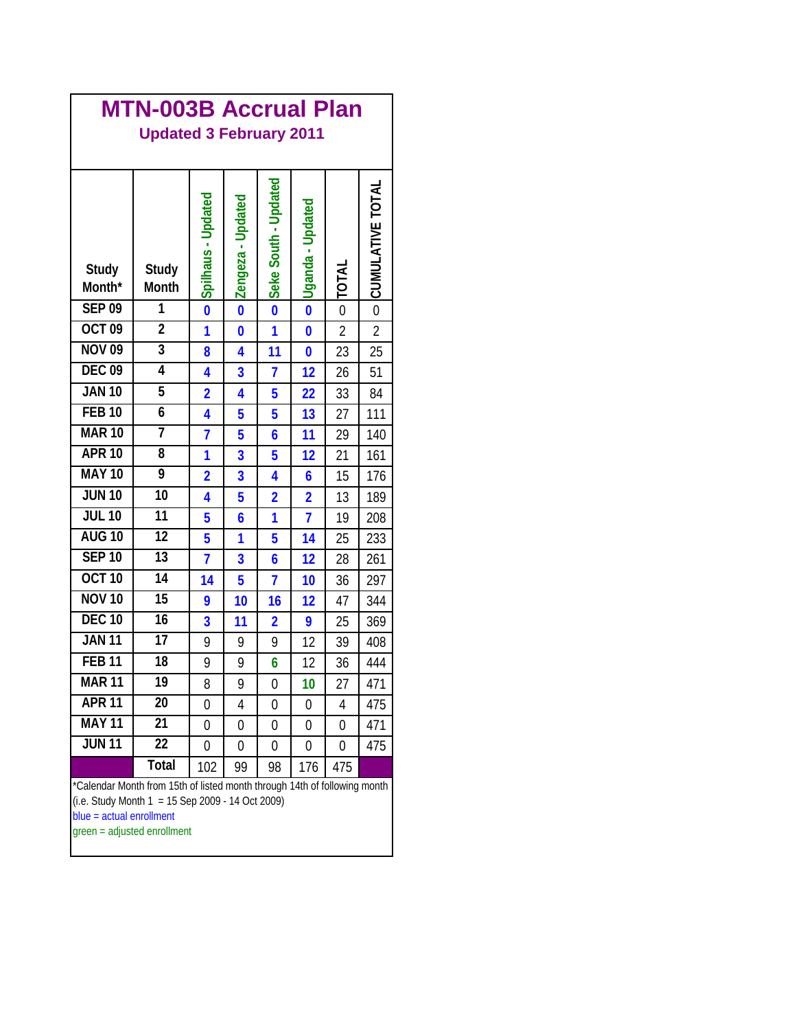# MTN-003B Accrual Plan

## Updated 3 February 2011

| Study Month* | Study Month | Spilhaus - Updated | Zengeza - Updated | Seke South - Updated | Uganda - Updated | TOTAL | CUMULATIVE TOTAL |
|---|---|---|---|---|---|---|---|
| SEP 09 | 1 | 0 | 0 | 0 | 0 | 0 | 0 |
| OCT 09 | 2 | 1 | 0 | 1 | 0 | 2 | 2 |
| NOV 09 | 3 | 8 | 4 | 11 | 0 | 23 | 25 |
| DEC 09 | 4 | 4 | 3 | 7 | 12 | 26 | 51 |
| JAN 10 | 5 | 2 | 4 | 5 | 22 | 33 | 84 |
| FEB 10 | 6 | 4 | 5 | 5 | 13 | 27 | 111 |
| MAR 10 | 7 | 7 | 5 | 6 | 11 | 29 | 140 |
| APR 10 | 8 | 1 | 3 | 5 | 12 | 21 | 161 |
| MAY 10 | 9 | 2 | 3 | 4 | 6 | 15 | 176 |
| JUN 10 | 10 | 4 | 5 | 2 | 2 | 13 | 189 |
| JUL 10 | 11 | 5 | 6 | 1 | 7 | 19 | 208 |
| AUG 10 | 12 | 5 | 1 | 5 | 14 | 25 | 233 |
| SEP 10 | 13 | 7 | 3 | 6 | 12 | 28 | 261 |
| OCT 10 | 14 | 14 | 5 | 7 | 10 | 36 | 297 |
| NOV 10 | 15 | 9 | 10 | 16 | 12 | 47 | 344 |
| DEC 10 | 16 | 3 | 11 | 2 | 9 | 25 | 369 |
| JAN 11 | 17 | 9 | 9 | 9 | 12 | 39 | 408 |
| FEB 11 | 18 | 9 | 9 | 6 | 12 | 36 | 444 |
| MAR 11 | 19 | 8 | 9 | 0 | 10 | 27 | 471 |
| APR 11 | 20 | 0 | 4 | 0 | 0 | 4 | 475 |
| MAY 11 | 21 | 0 | 0 | 0 | 0 | 0 | 471 |
| JUN 11 | 22 | 0 | 0 | 0 | 0 | 0 | 475 |
| | Total | 102 | 99 | 98 | 176 | 475 | |

*Calendar Month from 15th of listed month through 14th of following month (i.e. Study Month 1 = 15 Sep 2009 - 14 Oct 2009)

blue = actual enrollment

green = adjusted enrollment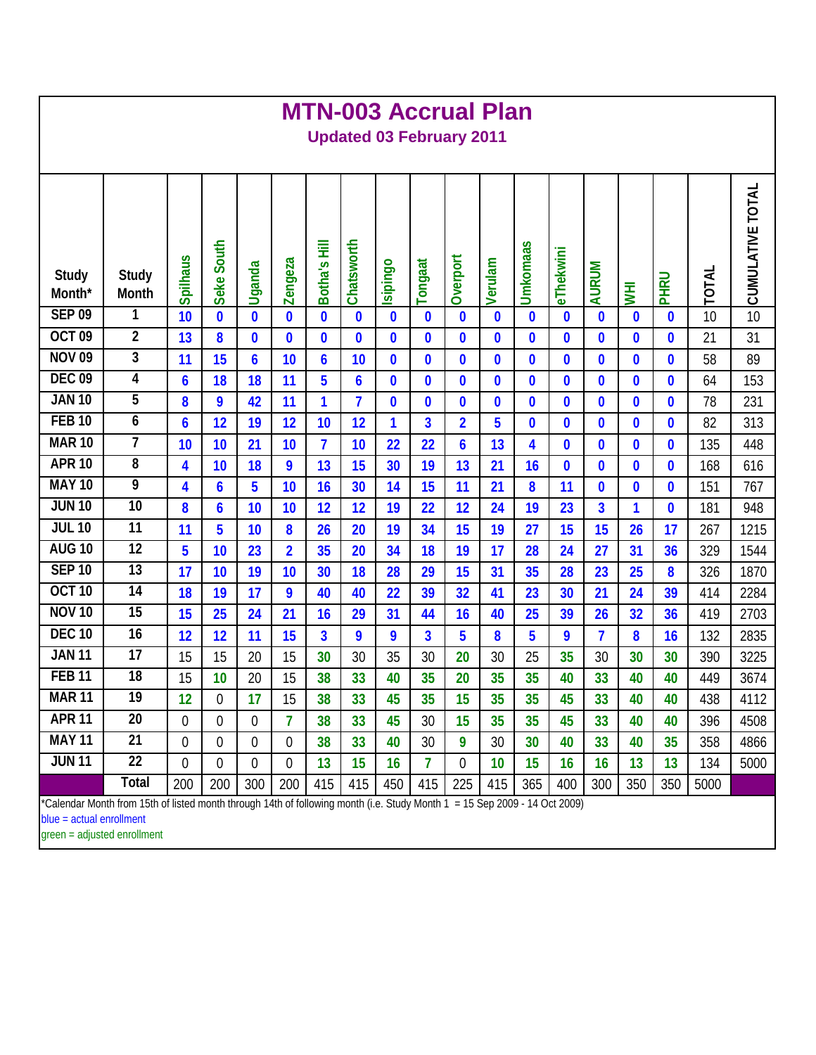# MTN-003 Accrual Plan

## Updated 03 February 2011

| Study Month* | Study Month | Spilhaus | Seke South | Uganda | Zengeza | Botha's Hill | Chatsworth | Isipingo | Tongaat | Overport | Verulam | Umkomaas | eThekwini | AURUM | WHI | PHRU | TOTAL | CUMULATIVE TOTAL |
|---|---|---|---|---|---|---|---|---|---|---|---|---|---|---|---|---|---|---|
| SEP 09 | 1 | 10 | 0 | 0 | 0 | 0 | 0 | 0 | 0 | 0 | 0 | 0 | 0 | 0 | 0 | 0 | 10 | 10 |
| OCT 09 | 2 | 13 | 8 | 0 | 0 | 0 | 0 | 0 | 0 | 0 | 0 | 0 | 0 | 0 | 0 | 0 | 21 | 31 |
| NOV 09 | 3 | 11 | 15 | 6 | 10 | 6 | 10 | 0 | 0 | 0 | 0 | 0 | 0 | 0 | 0 | 0 | 58 | 89 |
| DEC 09 | 4 | 6 | 18 | 18 | 11 | 5 | 6 | 0 | 0 | 0 | 0 | 0 | 0 | 0 | 0 | 0 | 64 | 153 |
| JAN 10 | 5 | 8 | 9 | 42 | 11 | 1 | 7 | 0 | 0 | 0 | 0 | 0 | 0 | 0 | 0 | 0 | 78 | 231 |
| FEB 10 | 6 | 6 | 12 | 19 | 12 | 10 | 12 | 1 | 3 | 2 | 5 | 0 | 0 | 0 | 0 | 0 | 82 | 313 |
| MAR 10 | 7 | 10 | 10 | 21 | 10 | 7 | 10 | 22 | 22 | 6 | 13 | 4 | 0 | 0 | 0 | 0 | 135 | 448 |
| APR 10 | 8 | 4 | 10 | 18 | 9 | 13 | 15 | 30 | 19 | 13 | 21 | 16 | 0 | 0 | 0 | 0 | 168 | 616 |
| MAY 10 | 9 | 4 | 6 | 5 | 10 | 16 | 30 | 14 | 15 | 11 | 21 | 8 | 11 | 0 | 0 | 0 | 151 | 767 |
| JUN 10 | 10 | 8 | 6 | 10 | 10 | 12 | 12 | 19 | 22 | 12 | 24 | 19 | 23 | 3 | 1 | 0 | 181 | 948 |
| JUL 10 | 11 | 11 | 5 | 10 | 8 | 26 | 20 | 19 | 34 | 15 | 19 | 27 | 15 | 15 | 26 | 17 | 267 | 1215 |
| AUG 10 | 12 | 5 | 10 | 23 | 2 | 35 | 20 | 34 | 18 | 19 | 17 | 28 | 24 | 27 | 31 | 36 | 329 | 1544 |
| SEP 10 | 13 | 17 | 10 | 19 | 10 | 30 | 18 | 28 | 29 | 15 | 31 | 35 | 28 | 23 | 25 | 8 | 326 | 1870 |
| OCT 10 | 14 | 18 | 19 | 17 | 9 | 40 | 40 | 22 | 39 | 32 | 41 | 23 | 30 | 21 | 24 | 39 | 414 | 2284 |
| NOV 10 | 15 | 15 | 25 | 24 | 21 | 16 | 29 | 31 | 44 | 16 | 40 | 25 | 39 | 26 | 32 | 36 | 419 | 2703 |
| DEC 10 | 16 | 12 | 12 | 11 | 15 | 3 | 9 | 9 | 3 | 5 | 8 | 5 | 9 | 7 | 8 | 16 | 132 | 2835 |
| JAN 11 | 17 | 15 | 15 | 20 | 15 | 30 | 30 | 35 | 30 | 20 | 30 | 25 | 35 | 30 | 30 | 30 | 390 | 3225 |
| FEB 11 | 18 | 15 | 10 | 20 | 15 | 38 | 33 | 40 | 35 | 20 | 35 | 35 | 40 | 33 | 40 | 40 | 449 | 3674 |
| MAR 11 | 19 | 12 | 0 | 17 | 15 | 38 | 33 | 45 | 35 | 15 | 35 | 35 | 45 | 33 | 40 | 40 | 438 | 4112 |
| APR 11 | 20 | 0 | 0 | 0 | 7 | 38 | 33 | 45 | 30 | 15 | 35 | 35 | 45 | 33 | 40 | 40 | 396 | 4508 |
| MAY 11 | 21 | 0 | 0 | 0 | 0 | 38 | 33 | 40 | 30 | 9 | 30 | 30 | 40 | 33 | 40 | 35 | 358 | 4866 |
| JUN 11 | 22 | 0 | 0 | 0 | 0 | 13 | 15 | 16 | 7 | 0 | 10 | 15 | 16 | 16 | 13 | 13 | 134 | 5000 |
| | Total | 200 | 200 | 300 | 200 | 415 | 415 | 450 | 415 | 225 | 415 | 365 | 400 | 300 | 350 | 350 | 5000 | |

*Calendar Month from 15th of listed month through 14th of following month (i.e. Study Month 1 = 15 Sep 2009 - 14 Oct 2009)

blue = actual enrollment

green = adjusted enrollment